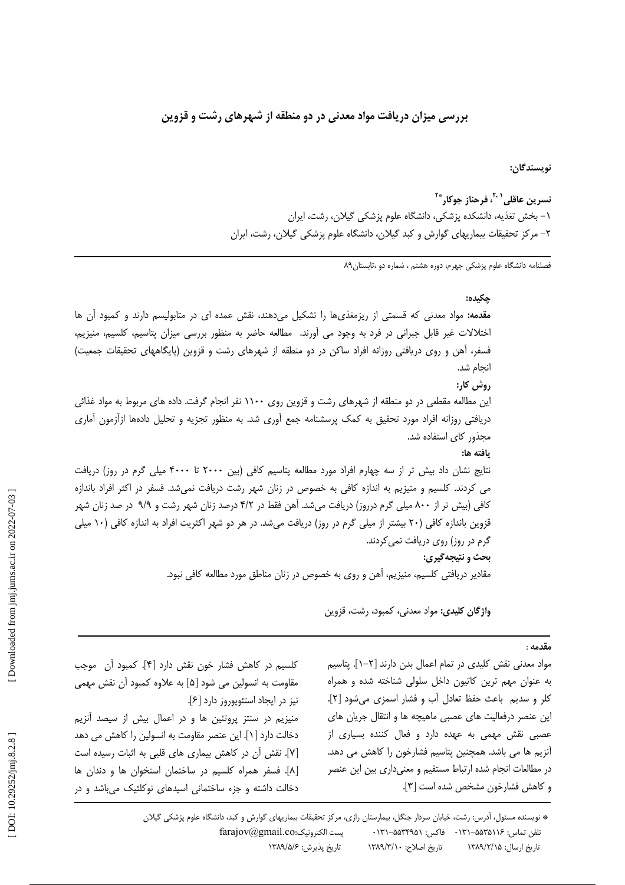# بررسی میزان دریافت مواد معدنی در دو منطقه از شهرهای رشت و قزوین

**نویسندگان:**

**نسرین عاقلی[1,2]، فرحناز جوکار*[2]**

۱- بخش تغذیه، دانشکده پزشکی، دانشگاه علوم پزشکی گیلان، رشت، ایران

۲- مرکز تحقیقات بیماریهای گوارش و کبد گیلان، دانشگاه علوم پزشکی گیلان، رشت، ایران

فصلنامه دانشگاه علوم پزشکی جهرم، دوره هشتم ، شماره دو ،تابستان۸۹

**چکیده:**

**مقدمه:** مواد معدنی که قسمتی از ریزمغذی‌ها را تشکیل می‌دهند، نقش عمده ای در متابولیسم دارند و کمبود آن ها اختلالات غیر قابل جبرانی در فرد به وجود می آورند. مطالعه حاضر به منظور بررسی میزان پتاسیم، کلسیم، منیزیم، فسفر، آهن و روی دریافتی روزانه افراد ساکن در دو منطقه از شهرهای رشت و قزوین (پایگاههای تحقیقات جمعیت) انجام شد.

**روش کار:**

این مطالعه مقطعی در دو منطقه از شهرهای رشت و قزوین روی ۱۱۰۰ نفر انجام گرفت. داده های مربوط به مواد غذائی دریافتی روزانه افراد مورد تحقیق به کمک پرسشنامه جمع آوری شد. به منظور تجزیه و تحلیل داده‌ها ازآزمون آماری مجذور کای استفاده شد.

**یافته ها:**

نتایج نشان داد بیش تر از سه چهارم افراد مورد مطالعه پتاسیم کافی (بین ۲۰۰۰ تا ۴۰۰۰ میلی گرم در روز) دریافت می کردند. کلسیم و منیزیم به اندازه کافی به خصوص در زنان شهر رشت دریافت نمی‌شد. فسفر در اکثر افراد باندازه کافی (بیش تر از ۸۰۰ میلی گرم درروز) دریافت می‌شد. آهن فقط در ۴/۲ درصد زنان شهر رشت و ۹/۹ در صد زنان شهر قزوین باندازه کافی (۲۰ بیشتر از میلی گرم در روز) دریافت می‌شد. در هر دو شهر اکثریت افراد به اندازه کافی (۱۰ میلی گرم در روز) روی دریافت نمی‌کردند.

**بحث و نتیجه‌گیری:**

مقادیر دریافتی کلسیم، منیزیم، آهن و روی به خصوص در زنان مناطق مورد مطالعه کافی نبود.

**واژگان کلیدی:** مواد معدنی، کمبود، رشت، قزوین

**مقدمه :**

مواد معدنی نقش کلیدی در تمام اعمال بدن دارند [۱-۲]. پتاسیم به عنوان مهم ترین کاتیون داخل سلولی شناخته شده و همراه کلر و سدیم باعث حفظ تعادل آب و فشار اسمزی می‌شود [۲]. این عنصر درفعالیت های عصبی ماهیچه ها و انتقال جریان های عصبی نقش مهمی به عهده دارد و فعال کننده بسیاری از آنزیم ها می باشد. همچنین پتاسیم فشارخون را کاهش می دهد. در مطالعات انجام شده ارتباط مستقیم و معنی‌داری بین این عنصر و کاهش فشارخون مشخص شده است [۳].

کلسیم در کاهش فشار خون نقش دارد [۴]. کمبود آن موجب مقاومت به انسولین می شود [۵] به علاوه کمبود آن نقش مهمی نیز در ایجاد استئوپوروز دارد [۶].

منیزیم در سنتز پروتئین ها و در اعمال بیش از سیصد آنزیم دخالت دارد [۱]. این عنصر مقاومت به انسولین را کاهش می دهد [۷]. نقش آن در کاهش بیماری های قلبی به اثبات رسیده است [۸]. فسفر همراه کلسیم در ساختمان استخوان ها و دندان ها دخالت داشته و جزء ساختمانی اسیدهای نوکلئیک می‌باشد و در

* نویسنده مسئول، آدرس: رشت، خیابان سردار جنگل، بیمارستان رازی، مرکز تحقیقات بیماریهای گوارش و کبد، دانشگاه علوم پزشکی گیلان

تلفن تماس: ۵۵۳۵۱۱۶-۰۱۳۱ فاکس: ۵۵۳۴۹۵۱-۰۱۳۱ پست الکترونیک: farajov@gmail.co

تاریخ ارسال: ۱۳۸۹/۲/۱۵ تاریخ اصلاح: ۱۳۸۹/۳/۱۰ تاریخ پذیرش: ۱۳۸۹/۵/۶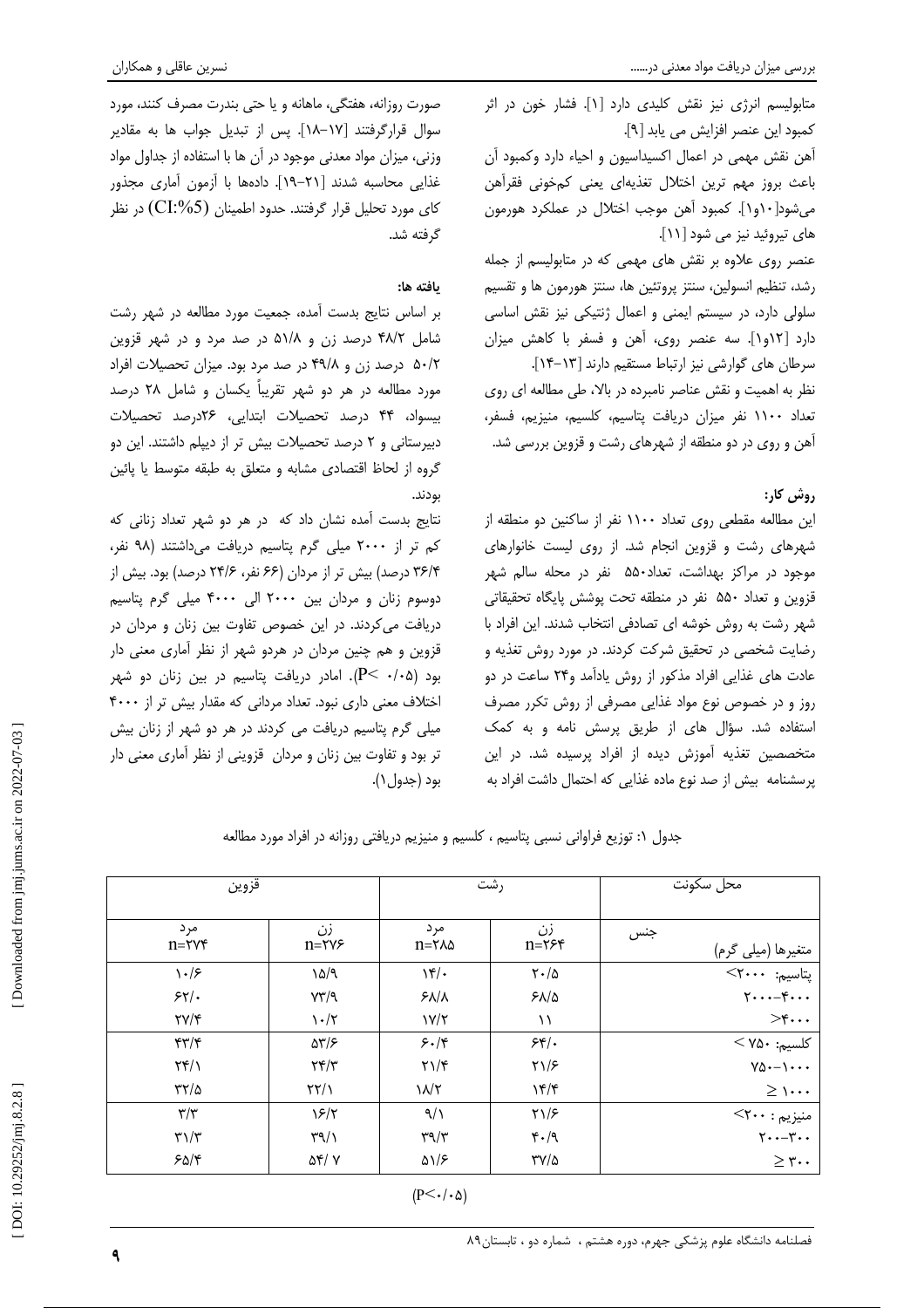متابولیسم انرژی نیز نقش کلیدی دارد [۱]. فشار خون در اثر کمبود این عنصر افزایش می یابد [۹].

آهن نقش مهمی در اعمال اکسیداسیون و احیاء دارد وکمبود آن باعث بروز مهم ترین اختلال تغذیه‌ای یعنی کم‌خونی فقرآهن می‌شود[۱۰و۱]. کمبود آهن موجب اختلال در عملکرد هورمون های تیروئید نیز می شود [۱۱].

عنصر روی علاوه بر نقش های مهمی که در متابولیسم از جمله رشد، تنظیم انسولین، سنتز پروتئین ها، سنتز هورمون ها و تقسیم سلولی دارد، در سیستم ایمنی و اعمال ژنتیکی نیز نقش اساسی دارد [۱۲و۱]. سه عنصر روی، آهن و فسفر با کاهش میزان سرطان های گوارشی نیز ارتباط مستقیم دارند [۱۳-۱۴].

نظر به اهمیت و نقش عناصر نامبرده در بالا، طی مطالعه ای روی تعداد ۱۱۰۰ نفر میزان دریافت پتاسیم، کلسیم، منیزیم، فسفر، آهن و روی در دو منطقه از شهرهای رشت و قزوین بررسی شد.

**روش کار:**

این مطالعه مقطعی روی تعداد ۱۱۰۰ نفر از ساکنین دو منطقه از شهرهای رشت و قزوین انجام شد. از روی لیست خانوارهای موجود در مراکز بهداشت، تعداد۵۵۰ نفر در محله سالم شهر قزوین و تعداد ۵۵۰ نفر در منطقه تحت پوشش پایگاه تحقیقاتی شهر رشت به روش خوشه ای تصادفی انتخاب شدند. این افراد با رضایت شخصی در تحقیق شرکت کردند. در مورد روش تغذیه و عادت های غذایی افراد مذکور از روش یادآمد و۲۴ ساعت در دو روز و در خصوص نوع مواد غذایی مصرفی از روش تکرر مصرف استفاده شد. سؤال های از طریق پرسش نامه و به کمک متخصصین تغذیه آموزش دیده از افراد پرسیده شد. در این پرسشنامه بیش از صد نوع ماده غذایی که احتمال داشت افراد به صورت روزانه، هفتگی، ماهانه و یا حتی بندرت مصرف کنند، مورد سوال قرارگرفتند [۱۷-۱۸]. پس از تبدیل جواب ها به مقادیر وزنی، میزان مواد معدنی موجود در آن ها با استفاده از جداول مواد غذایی محاسبه شدند [۲۱-۱۹]. داده‌ها با آزمون آماری مجذور کای مورد تحلیل قرار گرفتند. حدود اطمینان (CI:%5) در نظر گرفته شد.

**یافته ها:**

بر اساس نتایج بدست آمده، جمعیت مورد مطالعه در شهر رشت شامل ۴۸/۲ درصد زن و ۵۱/۸ در صد مرد و در شهر قزوین ۵۰/۲ درصد زن و ۴۹/۸ در صد مرد بود. میزان تحصیلات افراد مورد مطالعه در هر دو شهر تقریباً یکسان و شامل ۲۸ درصد بیسواد، ۴۴ درصد تحصیلات ابتدایی، ۲۶درصد تحصیلات دبیرستانی و ۲ درصد تحصیلات بیش تر از دیپلم داشتند. این دو گروه از لحاظ اقتصادی مشابه و متعلق به طبقه متوسط یا پائین بودند.

نتایج بدست آمده نشان داد که در هر دو شهر تعداد زنانی که کم تر از ۲۰۰۰ میلی گرم پتاسیم دریافت می‌داشتند (۹۸ نفر، ۳۶/۴ درصد) بیش تر از مردان (۶۶ نفر، ۲۴/۶ درصد) بود. بیش از دوسوم زنان و مردان بین ۲۰۰۰ الی ۴۰۰۰ میلی گرم پتاسیم دریافت می‌کردند. در این خصوص تفاوت بین زنان و مردان در قزوین و هم چنین مردان در هردو شهر از نظر آماری معنی دار بود ($P< 0.05$). امادر دریافت پتاسیم در بین زنان دو شهر اختلاف معنی داری نبود. تعداد مردانی که مقدار بیش تر از ۴۰۰۰ میلی گرم پتاسیم دریافت می کردند در هر دو شهر از زنان بیش تر بود و تفاوت بین زنان و مردان قزوینی از نظر آماری معنی دار بود (جدول۱).

جدول ۱: توزیع فراوانی نسبی پتاسیم ، کلسیم و منیزیم دریافتی روزانه در افراد مورد مطالعه

| محل سکونت | رشت | | قزوین | |
|---|---|---|---|---|
| جنس / متغیرها (میلی گرم) | زن n=۲۶۴ | مرد n=۲۸۵ | زن n=۲۷۶ | مرد n=۲۷۴ |
| پتاسیم: ۲۰۰۰> | ۲۰/۵ | ۱۴/۰ | ۱۵/۹ | ۱۰/۶ |
| ۲۰۰۰-۴۰۰۰ | ۶۸/۵ | ۶۸/۸ | ۷۳/۹ | ۶۲/۰ |
| ۴۰۰۰< | ۱۱ | ۱۷/۲ | ۱۰/۲ | ۲۷/۴ |
| کلسیم: ۷۵۰ > | ۶۴/۰ | ۶۰/۴ | ۵۳/۶ | ۴۳/۴ |
| ۷۵۰-۱۰۰۰ | ۲۱/۶ | ۲۱/۴ | ۲۴/۳ | ۲۴/۱ |
| ۱۰۰۰ ≤ | ۱۴/۴ | ۱۸/۲ | ۲۲/۱ | ۳۲/۵ |
| منیزیم : ۲۰۰> | ۲۱/۶ | ۹/۱ | ۱۶/۲ | ۳/۳ |
| ۲۰۰-۳۰۰ | ۴۰/۹ | ۳۹/۳ | ۳۹/۱ | ۳۱/۳ |
| ۳۰۰ ≤ | ۳۷/۵ | ۵۱/۶ | ۵۴/۷ | ۶۵/۴ |

($P<0.05$)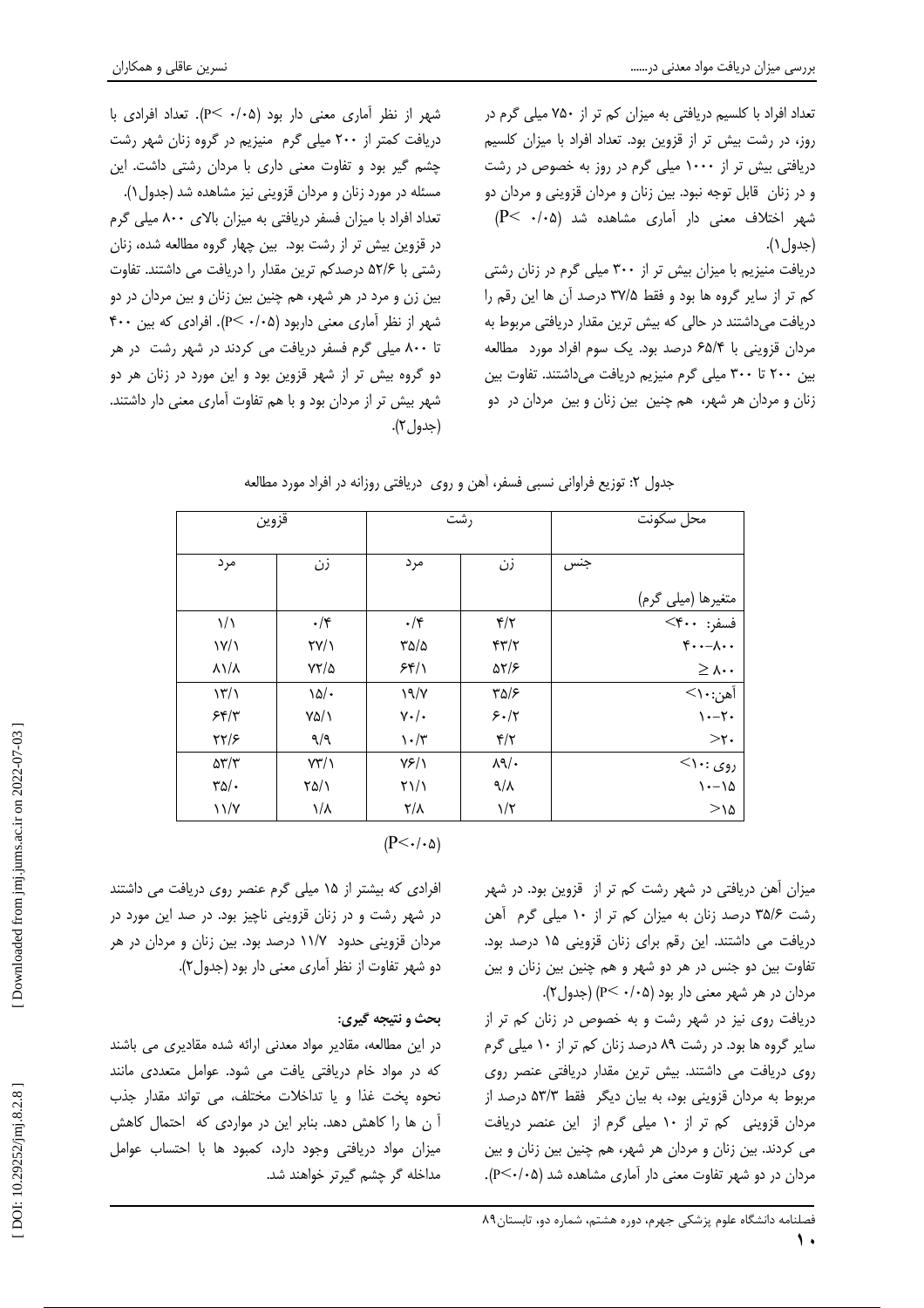تعداد افراد با کلسیم دریافتی به میزان کم تر از ۷۵۰ میلی گرم در روز، در رشت بیش تر از قزوین بود. تعداد افراد با میزان کلسیم دریافتی بیش تر از ۱۰۰۰ میلی گرم در روز به خصوص در رشت و در زنان قابل توجه نبود. بین زنان و مردان قزوینی و مردان دو شهر اختلاف معنی دار آماری مشاهده شد ($P< ۰/۰۵$) (جدول۱).

دریافت منیزیم با میزان بیش تر از ۳۰۰ میلی گرم در زنان رشتی کم تر از سایر گروه ها بود و فقط ۳۷/۵ درصد آن ها این رقم را دریافت می‌داشتند در حالی که بیش ترین مقدار دریافتی مربوط به مردان قزوینی با ۶۵/۴ درصد بود. یک سوم افراد مورد مطالعه بین ۲۰۰ تا ۳۰۰ میلی گرم منیزیم دریافت می‌داشتند. تفاوت بین زنان و مردان هر شهر، هم چنین بین زنان و بین مردان در دو شهر از نظر آماری معنی دار بود ($P< ۰/۰۵$). تعداد افرادی با دریافت کمتر از ۲۰۰ میلی گرم منیزیم در گروه زنان شهر رشت چشم گیر بود و تفاوت معنی داری با مردان رشتی داشت. این مسئله در مورد زنان و مردان قزوینی نیز مشاهده شد (جدول۱).

تعداد افراد با میزان فسفر دریافتی به میزان بالای ۸۰۰ میلی گرم در قزوین بیش تر از رشت بود. بین چهار گروه مطالعه شده، زنان رشتی با ۵۲/۶ درصدکم ترین مقدار را دریافت می داشتند. تفاوت بین زن و مرد در هر شهر، هم چنین بین زنان و بین مردان در دو شهر از نظر آماری معنی داربود ($P< ۰/۰۵$). افرادی که بین ۴۰۰ تا ۸۰۰ میلی گرم فسفر دریافت می کردند در شهر رشت در هر دو گروه بیش تر از شهر قزوین بود و این مورد در زنان هر دو شهر بیش تر از مردان بود و با هم تفاوت آماری معنی دار داشتند. (جدول۲).

جدول ۲: توزیع فراوانی نسبی فسفر، آهن و روی دریافتی روزانه در افراد مورد مطالعه

| محل سکونت | رشت | | قزوین | |
|---|---|---|---|---|
| جنس / متغیرها (میلی گرم) | زن | مرد | زن | مرد |
| فسفر: ۴۰۰> | ۴/۲ | ۰/۴ | ۰/۴ | ۱/۱ |
| ۸۰۰-۴۰۰ | ۴۳/۲ | ۳۵/۵ | ۲۷/۱ | ۱۷/۱ |
| ۸۰۰ ≤ | ۵۲/۶ | ۶۴/۱ | ۷۲/۵ | ۸۱/۸ |
| آهن: ۱۰> | ۳۵/۶ | ۱۹/۷ | ۱۵/۰ | ۱۳/۱ |
| ۲۰-۱۰ | ۶۰/۲ | ۷۰/۰ | ۷۵/۱ | ۶۴/۳ |
| ۲۰< | ۴/۲ | ۱۰/۳ | ۹/۹ | ۲۲/۶ |
| روی: ۱۰> | ۸۹/۰ | ۷۶/۱ | ۷۳/۱ | ۵۳/۳ |
| ۱۵-۱۰ | ۹/۸ | ۲۱/۱ | ۲۵/۱ | ۳۵/۰ |
| ۱۵< | ۱/۲ | ۲/۸ | ۱/۸ | ۱۱/۷ |

($P<۰/۰۵$)

میزان آهن دریافتی در شهر رشت کم تر از قزوین بود. در شهر رشت ۳۵/۶ درصد زنان به میزان کم تر از ۱۰ میلی گرم آهن دریافت می داشتند. این رقم برای زنان قزوینی ۱۵ درصد بود. تفاوت بین دو جنس در هر دو شهر و هم چنین بین زنان و بین مردان در هر شهر معنی دار بود ($P< ۰/۰۵$) (جدول۲).

دریافت روی نیز در شهر رشت و به خصوص در زنان کم تر از سایر گروه ها بود. در رشت ۸۹ درصد زنان کم تر از ۱۰ میلی گرم روی دریافت می داشتند. بیش ترین مقدار دریافتی عنصر روی مربوط به مردان قزوینی بود، به بیان دیگر فقط ۵۳/۳ درصد از مردان قزوینی کم تر از ۱۰ میلی گرم از این عنصر دریافت می کردند. بین زنان و مردان هر شهر، هم چنین بین زنان و بین مردان در دو شهر تفاوت معنی دار آماری مشاهده شد ($P<۰/۰۵$).

افرادی که بیشتر از ۱۵ میلی گرم عنصر روی دریافت می داشتند در شهر رشت و در زنان قزوینی ناچیز بود. در صد این مورد در مردان قزوینی حدود ۱۱/۷ درصد بود. بین زنان و مردان در هر دو شهر تفاوت آماری از نظر آماری معنی دار بود (جدول۲).

**بحث و نتیجه گیری:**

در این مطالعه، مقادیر مواد معدنی ارائه شده مقادیری می باشند که در مواد خام دریافتی یافت می شود. عوامل متعددی مانند نحوه پخت غذا و یا تداخلات مختلف، می تواند مقدار جذب آ ن ها را کاهش دهد. بنابر این در مواردی که احتمال کاهش میزان مواد دریافتی وجود دارد، کمبود ها با احتساب عوامل مداخله گر چشم گیرتر خواهند شد.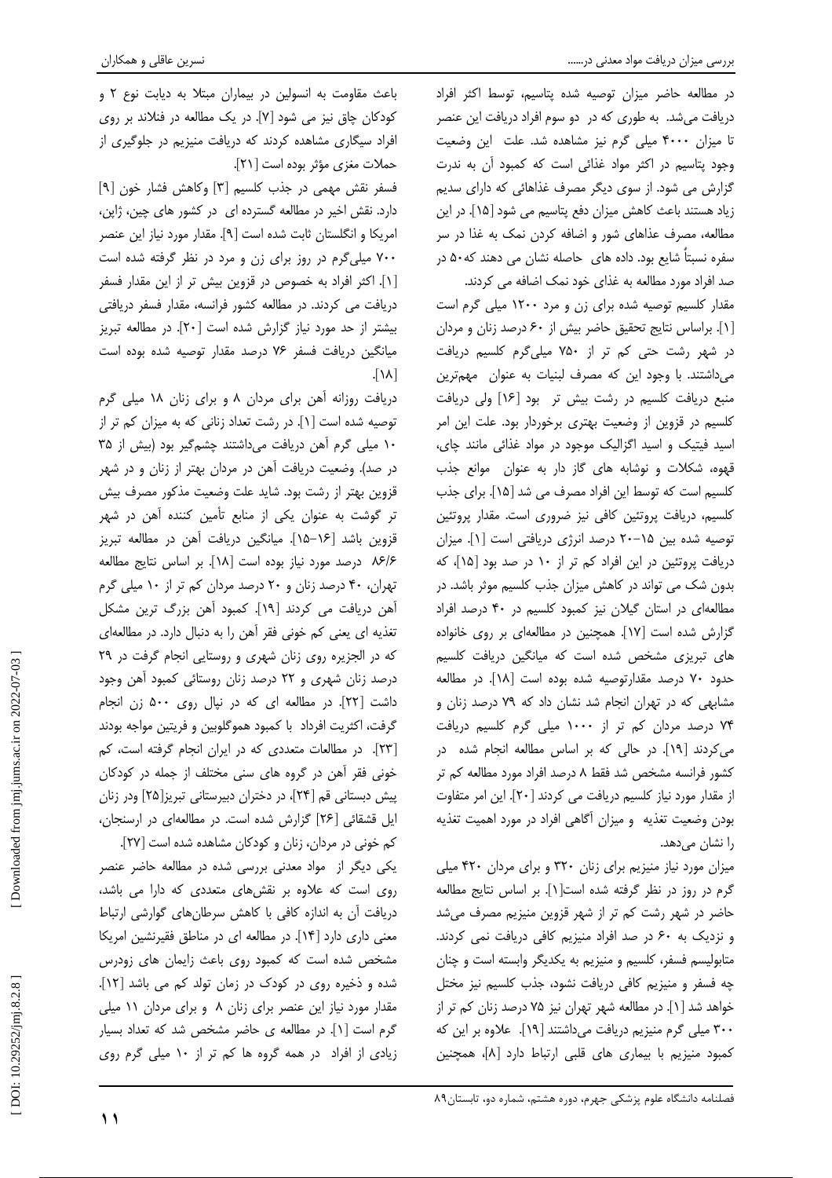در مطالعه حاضر میزان توصیه شده پتاسیم، توسط اکثر افراد دریافت می‌شد. به طوری که در دو سوم افراد دریافت این عنصر تا میزان ۴۰۰۰ میلی گرم نیز مشاهده شد. علت این وضعیت وجود پتاسیم در اکثر مواد غذائی است که کمبود آن به ندرت گزارش می شود. از سوی دیگر مصرف غذاهائی که دارای سدیم زیاد هستند باعث کاهش میزان دفع پتاسیم می شود [۱۵]. در این مطالعه، مصرف غذاهای شور و اضافه کردن نمک به غذا در سر سفره نسبتاً شایع بود. داده های حاصله نشان می دهند که۵۰ در صد افراد مورد مطالعه به غذای خود نمک اضافه می کردند.

مقدار کلسیم توصیه شده برای زن و مرد ۱۲۰۰ میلی گرم است [۱]. براساس نتایج تحقیق حاضر بیش از ۶۰ درصد زنان و مردان در شهر رشت حتی کم تر از ۷۵۰ میلی‌گرم کلسیم دریافت می‌داشتند. با وجود این که مصرف لبنیات به عنوان مهم‌ترین منبع دریافت کلسیم در رشت بیش تر بود [۱۶] ولی دریافت کلسیم در قزوین از وضعیت بهتری برخوردار بود. علت این امر اسید فیتیک و اسید اگزالیک موجود در مواد غذائی مانند چای، قهوه، شکلات و نوشابه های گاز دار به عنوان موانع جذب کلسیم است که توسط این افراد مصرف می شد [۱۵]. برای جذب کلسیم، دریافت پروتئین کافی نیز ضروری است. مقدار پروتئین توصیه شده بین ۱۵–۲۰ درصد انرژی دریافتی است [۱]. میزان دریافت پروتئین در این افراد کم تر از ۱۰ در صد بود [۱۵]، که بدون شک می تواند در کاهش میزان جذب کلسیم موثر باشد. در مطالعه‌ای در استان گیلان نیز کمبود کلسیم در ۴۰ درصد افراد گزارش شده است [۱۷]. همچنین در مطالعه‌ای بر روی خانواده های تبریزی مشخص شده است که میانگین دریافت کلسیم حدود ۷۰ درصد مقدارتوصیه شده بوده است [۱۸]. در مطالعه مشابهی که در تهران انجام شد نشان داد که ۷۹ درصد زنان و ۷۴ درصد مردان کم تر از ۱۰۰۰ میلی گرم کلسیم دریافت می‌کردند [۱۹]. در حالی که بر اساس مطالعه انجام شده در کشور فرانسه مشخص شد فقط ۸ درصد افراد مورد مطالعه کم تر از مقدار مورد نیاز کلسیم دریافت می کردند [۲۰]. این امر متفاوت بودن وضعیت تغذیه و میزان آگاهی افراد در مورد اهمیت تغذیه را نشان می‌دهد.

میزان مورد نیاز منیزیم برای زنان ۳۲۰ و برای مردان ۴۲۰ میلی گرم در روز در نظر گرفته شده است[۱]. بر اساس نتایج مطالعه حاضر در شهر رشت کم تر از شهر قزوین منیزیم مصرف می‌شد و نزدیک به ۶۰ در صد افراد منیزیم کافی دریافت نمی کردند. متابولیسم فسفر، کلسیم و منیزیم به یکدیگر وابسته است و چنان چه فسفر و منیزیم کافی دریافت نشود، جذب کلسیم نیز مختل خواهد شد [۱]. در مطالعه شهر تهران نیز ۷۵ درصد زنان کم تر از ۳۰۰ میلی گرم منیزیم دریافت می‌داشتند [۱۹]. علاوه بر این که کمبود منیزیم با بیماری های قلبی ارتباط دارد [۸]، همچنین باعث مقاومت به انسولین در بیماران مبتلا به دیابت نوع ۲ و کودکان چاق نیز می شود [۷]. در یک مطالعه در فنلاند بر روی افراد سیگاری مشاهده کردند که دریافت منیزیم در جلوگیری از حملات مغزی مؤثر بوده است [۲۱].

فسفر نقش مهمی در جذب کلسیم [۳] وکاهش فشار خون [۹] دارد. نقش اخیر در مطالعه گسترده ای در کشور های چین، ژاپن، امریکا و انگلستان ثابت شده است [۹]. مقدار مورد نیاز این عنصر ۷۰۰ میلی‌گرم در روز برای زن و مرد در نظر گرفته شده است [۱]. اکثر افراد به خصوص در قزوین بیش تر از این مقدار فسفر دریافت می کردند. در مطالعه کشور فرانسه، مقدار فسفر دریافتی بیشتر از حد مورد نیاز گزارش شده است [۲۰]. در مطالعه تبریز میانگین دریافت فسفر ۷۶ درصد مقدار توصیه شده بوده است [۱۸].

دریافت روزانه آهن برای مردان ۸ و برای زنان ۱۸ میلی گرم توصیه شده است [۱]. در رشت تعداد زنانی که به میزان کم تر از ۱۰ میلی گرم آهن دریافت می‌داشتند چشم‌گیر بود (بیش از ۳۵ در صد). وضعیت دریافت آهن در مردان بهتر از زنان و در شهر قزوین بهتر از رشت بود. شاید علت وضعیت مذکور مصرف بیش تر گوشت به عنوان یکی از منابع تأمین کننده آهن در شهر قزوین باشد [۱۶–۱۵]. میانگین دریافت آهن در مطالعه تبریز ۸۶/۶ درصد مورد نیاز بوده است [۱۸]. بر اساس نتایج مطالعه تهران، ۴۰ درصد زنان و ۲۰ درصد مردان کم تر از ۱۰ میلی گرم آهن دریافت می کردند [۱۹]. کمبود آهن بزرگ ترین مشکل تغذیه ای یعنی کم خونی فقر آهن را به دنبال دارد. در مطالعه‌ای که در الجزیره روی زنان شهری و روستایی انجام گرفت در ۲۹ درصد زنان شهری و ۲۲ درصد زنان روستائی کمبود آهن وجود داشت [۲۲]. در مطالعه ای که در نپال روی ۵۰۰ زن انجام گرفت، اکثریت افراد با کمبود هموگلوبین و فریتین مواجه بودند [۲۳]. در مطالعات متعددی که در ایران انجام گرفته است، کم خونی فقر آهن در گروه های سنی مختلف از جمله در کودکان پیش دبستانی قم [۲۴]، در دختران دبیرستانی تبریز[۲۵] ودر زنان ایل قشقائی [۲۶] گزارش شده است. در مطالعه‌ای در ارسنجان، کم خونی در مردان، زنان و کودکان مشاهده شده است [۲۷].

یکی دیگر از مواد معدنی بررسی شده در مطالعه حاضر عنصر روی است که علاوه بر نقش‌های متعددی که دارا می باشد، دریافت آن به اندازه کافی با کاهش سرطان‌های گوارشی ارتباط معنی داری دارد [۱۴]. در مطالعه ای در مناطق فقیرنشین امریکا مشخص شده است که کمبود روی باعث زایمان های زودرس شده و ذخیره روی در کودک در زمان تولد کم می باشد [۱۲]. مقدار مورد نیاز این عنصر برای زنان ۸ و برای مردان ۱۱ میلی گرم است [۱]. در مطالعه ی حاضر مشخص شد که تعداد بسیار زیادی از افراد در همه گروه ها کم تر از ۱۰ میلی گرم روی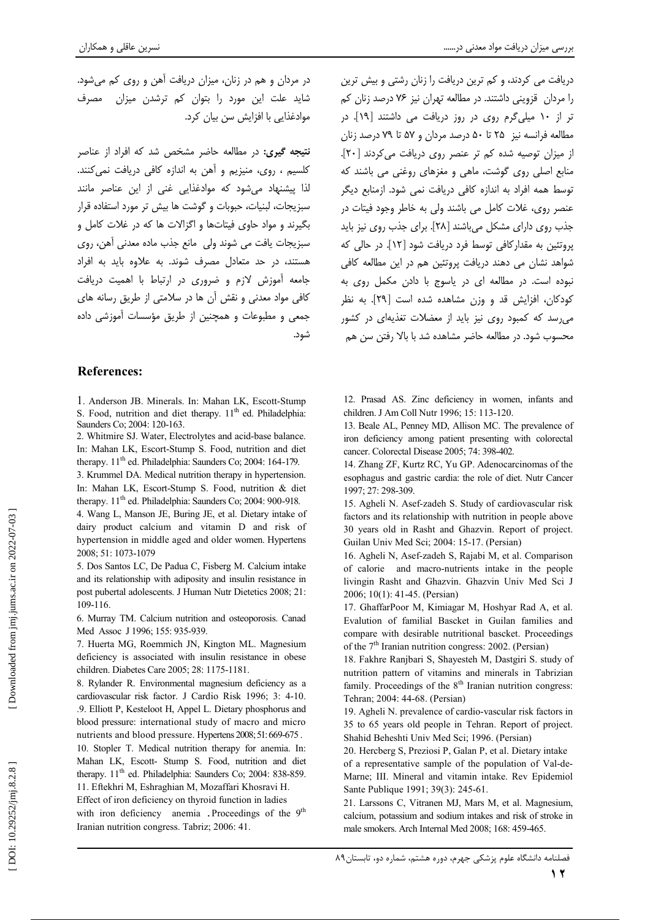دریافت می کردند، و کم ترین دریافت را زنان رشتی و بیش ترین را مردان قزوینی داشتند. در مطالعه تهران نیز ۷۶ درصد زنان کم تر از ۱۰ میلی‌گرم روی در روز دریافت می داشتند [۱۹]. در مطالعه فرانسه نیز ۲۵ تا ۵۰ درصد مردان و ۵۷ تا ۷۹ درصد زنان از میزان توصیه شده کم تر عنصر روی دریافت می‌کردند [۲۰]. منابع اصلی روی گوشت، ماهی و مغزهای روغنی می باشند که توسط همه افراد به اندازه کافی دریافت نمی شود. ازمنابع دیگر عنصر روی، غلات کامل می باشند ولی به خاطر وجود فیتات در جذب روی دارای مشکل می‌باشند [۲۸]. برای جذب روی نیز باید پروتئین به مقدارکافی توسط فرد دریافت شود [۱۲]. در حالی که شواهد نشان می دهند دریافت پروتئین هم در این مطالعه کافی نبوده است. در مطالعه ای در یاسوج با دادن مکمل روی به کودکان، افزایش قد و وزن مشاهده شده است [۲۹]. به نظر می‌رسد که کمبود روی نیز باید از معضلات تغذیه‌ای در کشور محسوب شود. در مطالعه حاضر مشاهده شد با بالا رفتن سن هم در مردان و هم در زنان، میزان دریافت آهن و روی کم می‌شود. شاید علت این مورد را بتوان کم ترشدن میزان مصرف موادغذایی با افزایش سن بیان کرد.

**نتیجه گیری:** در مطالعه حاضر مشخص شد که افراد از عناصر کلسیم ، روی، منیزیم و آهن به اندازه کافی دریافت نمی‌کنند. لذا پیشنهاد می‌شود که موادغذایی غنی از این عناصر مانند سبزیجات، لبنیات، حبوبات و گوشت ها بیش تر مورد استفاده قرار بگیرند و مواد حاوی فیتات‌ها و اگزالات ها که در غلات کامل و سبزیجات یافت می شوند ولی مانع جذب ماده معدنی آهن، روی هستند، در حد متعادل مصرف شوند. به علاوه باید به افراد جامعه آموزش لازم و ضروری در ارتباط با اهمیت دریافت کافی مواد معدنی و نقش آن ها در سلامتی از طریق رسانه های جمعی و مطبوعات و همچنین از طریق مؤسسات آموزشی داده شود.

## References:

1. Anderson JB. Minerals. In: Mahan LK, Escott-Stump S. Food, nutrition and diet therapy. 11th ed. Philadelphia: Saunders Co; 2004: 120-163.
2. Whitmire SJ. Water, Electrolytes and acid-base balance. In: Mahan LK, Escort-Stump S. Food, nutrition and diet therapy. 11th ed. Philadelphia: Saunders Co; 2004: 164-179.
3. Krummel DA. Medical nutrition therapy in hypertension. In: Mahan LK, Escort-Stump S. Food, nutrition & diet therapy. 11th ed. Philadelphia: Saunders Co; 2004: 900-918.
4. Wang L, Manson JE, Buring JE, et al. Dietary intake of dairy product calcium and vitamin D and risk of hypertension in middle aged and older women. Hypertens 2008; 51: 1073-1079
5. Dos Santos LC, De Padua C, Fisberg M. Calcium intake and its relationship with adiposity and insulin resistance in post pubertal adolescents. J Human Nutr Dietetics 2008; 21: 109-116.
6. Murray TM. Calcium nutrition and osteoporosis. Canad Med Assoc J 1996; 155: 935-939.
7. Huerta MG, Roemmich JN, Kington ML. Magnesium deficiency is associated with insulin resistance in obese children. Diabetes Care 2005; 28: 1175-1181.
8. Rylander R. Environmental magnesium deficiency as a cardiovascular risk factor. J Cardio Risk 1996; 3: 4-10.
9. Elliott P, Kesteloot H, Appel L. Dietary phosphorus and blood pressure: international study of macro and micro nutrients and blood pressure. Hypertens 2008; 51: 669-675 .
10. Stopler T. Medical nutrition therapy for anemia. In: Mahan LK, Escott- Stump S. Food, nutrition and diet therapy. 11th ed. Philadelphia: Saunders Co; 2004: 838-859.
11. Eftekhri M, Eshraghian M, Mozaffari Khosravi H. Effect of iron deficiency on thyroid function in ladies with iron deficiency anemia . Proceedings of the 9th Iranian nutrition congress. Tabriz; 2006: 41.
12. Prasad AS. Zinc deficiency in women, infants and children. J Am Coll Nutr 1996; 15: 113-120.
13. Beale AL, Penney MD, Allison MC. The prevalence of iron deficiency among patient presenting with colorectal cancer. Colorectal Disease 2005; 74: 398-402.
14. Zhang ZF, Kurtz RC, Yu GP. Adenocarcinomas of the esophagus and gastric cardia: the role of diet. Nutr Cancer 1997; 27: 298-309.
15. Agheli N. Asef-zadeh S. Study of cardiovascular risk factors and its relationship with nutrition in people above 30 years old in Rasht and Ghazvin. Report of project. Guilan Univ Med Sci; 2004: 15-17. (Persian)
16. Agheli N, Asef-zadeh S, Rajabi M, et al. Comparison of calorie and macro-nutrients intake in the people livingin Rasht and Ghazvin. Ghazvin Univ Med Sci J 2006; 10(1): 41-45. (Persian)
17. GhaffarPoor M, Kimiagar M, Hoshyar Rad A, et al. Evalution of familial Bascket in Guilan families and compare with desirable nutritional bascket. Proceedings of the 7th Iranian nutrition congress: 2002. (Persian)
18. Fakhre Ranjbari S, Shayesteh M, Dastgiri S. study of nutrition pattern of vitamins and minerals in Tabrizian family. Proceedings of the 8th Iranian nutrition congress: Tehran; 2004: 44-68. (Persian)
19. Agheli N. prevalence of cardio-vascular risk factors in 35 to 65 years old people in Tehran. Report of project. Shahid Beheshti Univ Med Sci; 1996. (Persian)
20. Hercberg S, Preziosi P, Galan P, et al. Dietary intake of a representative sample of the population of Val-de-Marne; III. Mineral and vitamin intake. Rev Epidemiol Sante Publique 1991; 39(3): 245-61.
21. Larssons C, Vitranen MJ, Mars M, et al. Magnesium, calcium, potassium and sodium intakes and risk of stroke in male smokers. Arch Internal Med 2008; 168: 459-465.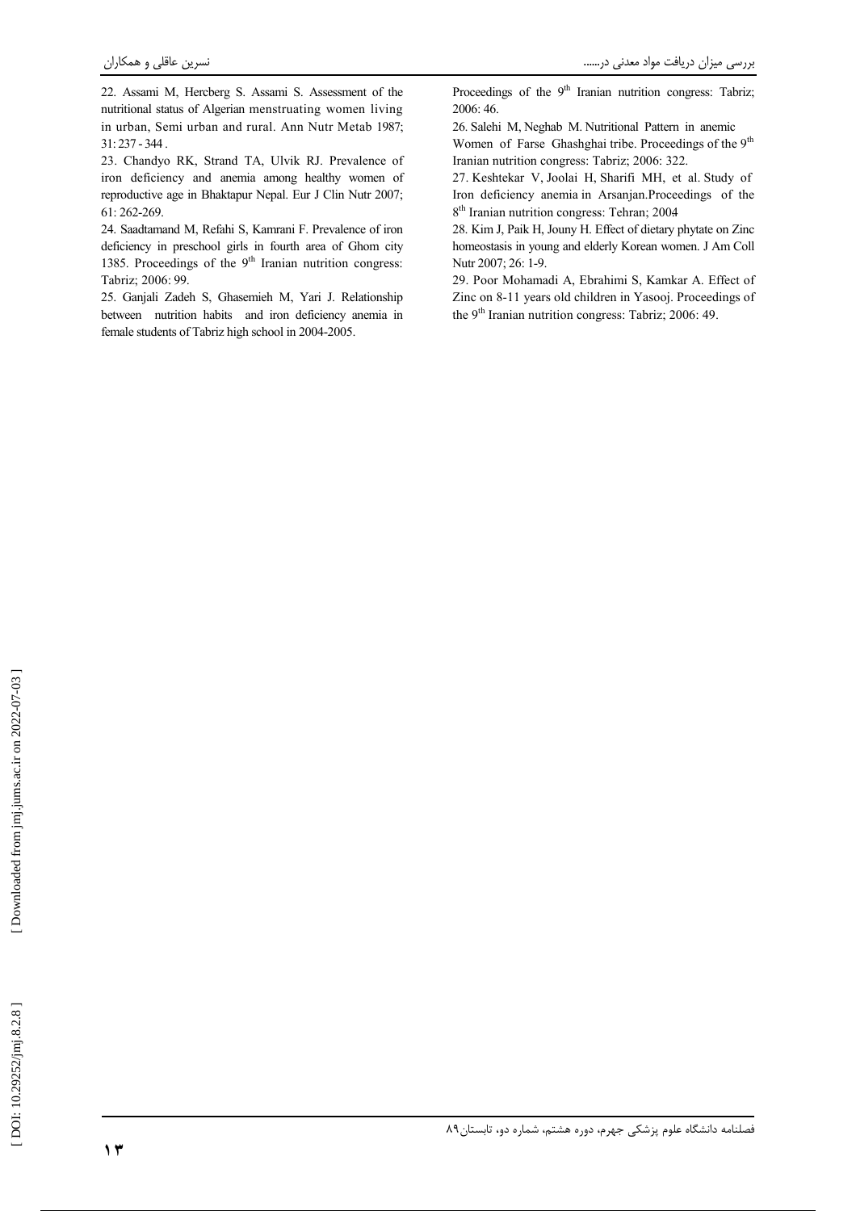22. Assami M, Hercberg S. Assami S. Assessment of the nutritional status of Algerian menstruating women living in urban, Semi urban and rural. Ann Nutr Metab 1987; 31: 237 - 344 .

23. Chandyo RK, Strand TA, Ulvik RJ. Prevalence of iron deficiency and anemia among healthy women of reproductive age in Bhaktapur Nepal. Eur J Clin Nutr 2007; 61: 262-269.

24. Saadtamand M, Refahi S, Kamrani F. Prevalence of iron deficiency in preschool girls in fourth area of Ghom city 1385. Proceedings of the 9th Iranian nutrition congress: Tabriz; 2006: 99.

25. Ganjali Zadeh S, Ghasemieh M, Yari J. Relationship between nutrition habits and iron deficiency anemia in female students of Tabriz high school in 2004-2005. Proceedings of the 9th Iranian nutrition congress: Tabriz; 2006: 46.

26. Salehi M, Neghab M. Nutritional Pattern in anemic Women of Farse Ghashghai tribe. Proceedings of the 9th Iranian nutrition congress: Tabriz; 2006: 322.

27. Keshtekar V, Joolai H, Sharifi MH, et al. Study of Iron deficiency anemia in Arsanjan.Proceedings of the 8th Iranian nutrition congress: Tehran; 2004

28. Kim J, Paik H, Jouny H. Effect of dietary phytate on Zinc homeostasis in young and elderly Korean women. J Am Coll Nutr 2007; 26: 1-9.

29. Poor Mohamadi A, Ebrahimi S, Kamkar A. Effect of Zinc on 8-11 years old children in Yasooj. Proceedings of the 9th Iranian nutrition congress: Tabriz; 2006: 49.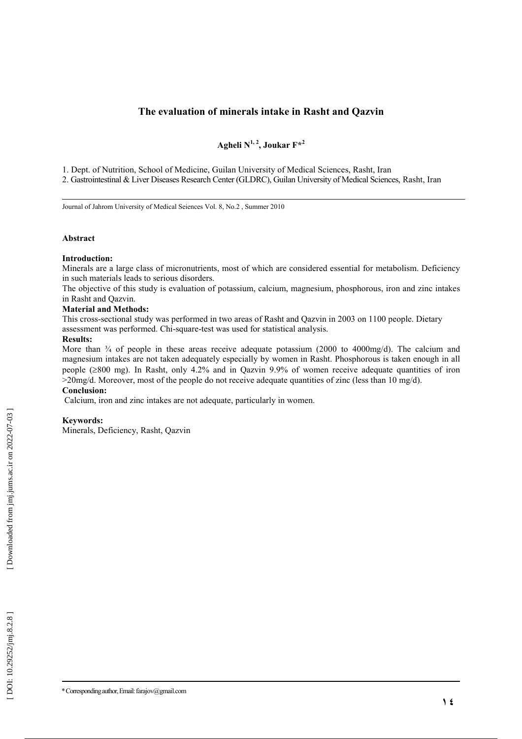# The evaluation of minerals intake in Rasht and Qazvin

**Agheli N[1, 2], Joukar F*[2]**

1. Dept. of Nutrition, School of Medicine, Guilan University of Medical Sciences, Rasht, Iran
2. Gastrointestinal & Liver Diseases Research Center (GLDRC), Guilan University of Medical Sciences, Rasht, Iran

Journal of Jahrom University of Medical Seiences Vol. 8, No.2 , Summer 2010

## Abstract

**Introduction:**
Minerals are a large class of micronutrients, most of which are considered essential for metabolism. Deficiency in such materials leads to serious disorders.
The objective of this study is evaluation of potassium, calcium, magnesium, phosphorous, iron and zinc intakes in Rasht and Qazvin.

**Material and Methods:**
This cross-sectional study was performed in two areas of Rasht and Qazvin in 2003 on 1100 people. Dietary assessment was performed. Chi-square-test was used for statistical analysis.

**Results:**
More than ¾ of people in these areas receive adequate potassium (2000 to 4000mg/d). The calcium and magnesium intakes are not taken adequately especially by women in Rasht. Phosphorous is taken enough in all people (≥800 mg). In Rasht, only 4.2% and in Qazvin 9.9% of women receive adequate quantities of iron >20mg/d. Moreover, most of the people do not receive adequate quantities of zinc (less than 10 mg/d).

**Conclusion:**
Calcium, iron and zinc intakes are not adequate, particularly in women.

**Keywords:**
Minerals, Deficiency, Rasht, Qazvin

* Corresponding author, Email: farajov@gmail.com